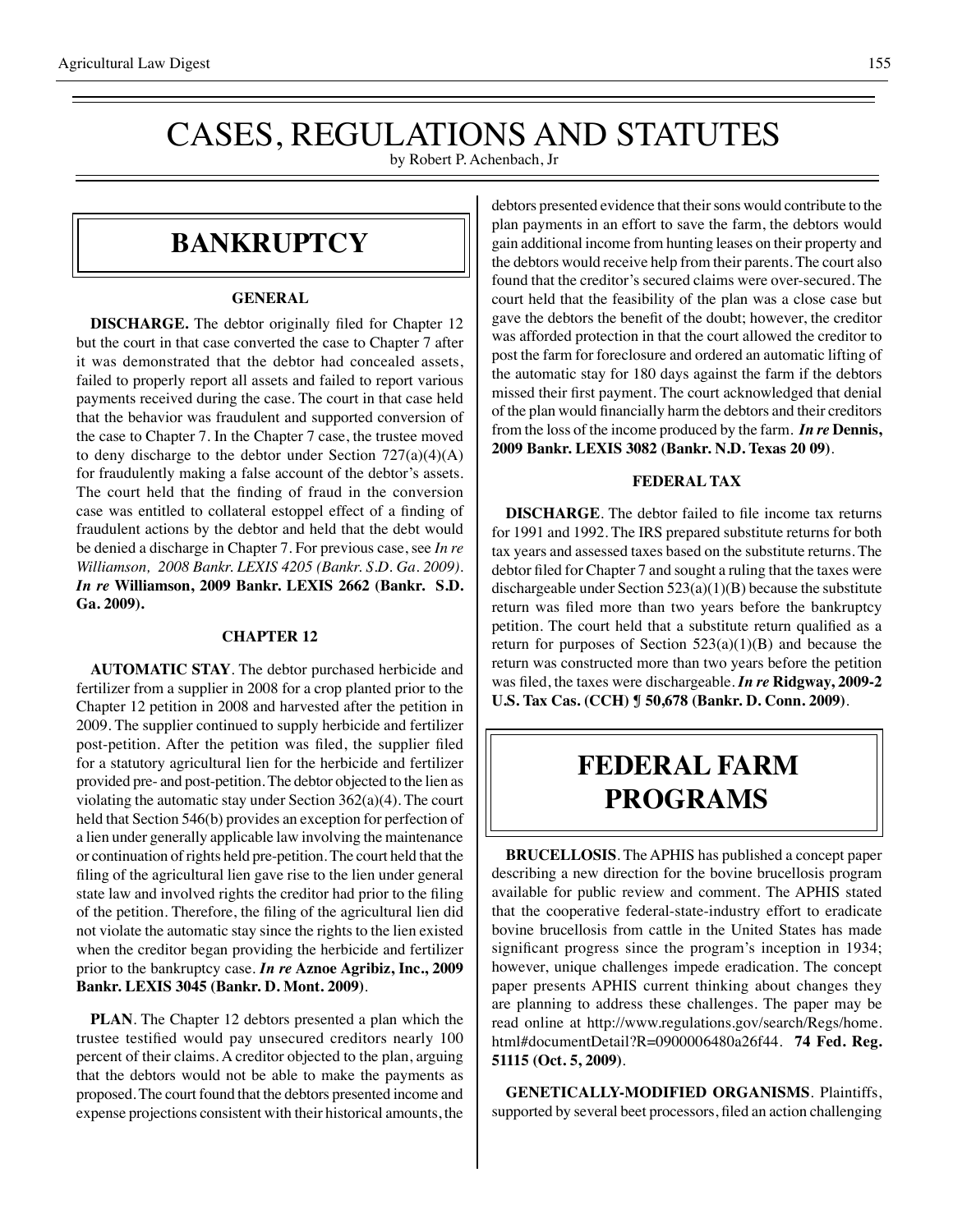# CASES, REGULATIONS AND STATUTES

by Robert P. Achenbach, Jr

## BANKRUPTCY

### GENERAL

**DISCHARGE.** The debtor originally filed for Chapter 12 but the court in that case converted the case to Chapter 7 after it was demonstrated that the debtor had concealed assets, failed to properly report all assets and failed to report various payments received during the case. The court in that case held that the behavior was fraudulent and supported conversion of the case to Chapter 7. In the Chapter 7 case, the trustee moved to deny discharge to the debtor under Section 727(a)(4)(A) for fraudulently making a false account of the debtor's assets. The court held that the finding of fraud in the conversion case was entitled to collateral estoppel effect of a finding of fraudulent actions by the debtor and held that the debt would be denied a discharge in Chapter 7. For previous case, see *In re Williamson, 2008 Bankr. LEXIS 4205 (Bankr. S.D. Ga. 2009)*. ***In re* Williamson, 2009 Bankr. LEXIS 2662 (Bankr. S.D. Ga. 2009).**

### CHAPTER 12

**AUTOMATIC STAY**. The debtor purchased herbicide and fertilizer from a supplier in 2008 for a crop planted prior to the Chapter 12 petition in 2008 and harvested after the petition in 2009. The supplier continued to supply herbicide and fertilizer post-petition. After the petition was filed, the supplier filed for a statutory agricultural lien for the herbicide and fertilizer provided pre- and post-petition. The debtor objected to the lien as violating the automatic stay under Section 362(a)(4). The court held that Section 546(b) provides an exception for perfection of a lien under generally applicable law involving the maintenance or continuation of rights held pre-petition. The court held that the filing of the agricultural lien gave rise to the lien under general state law and involved rights the creditor had prior to the filing of the petition. Therefore, the filing of the agricultural lien did not violate the automatic stay since the rights to the lien existed when the creditor began providing the herbicide and fertilizer prior to the bankruptcy case. ***In re* Aznoe Agribiz, Inc., 2009 Bankr. LEXIS 3045 (Bankr. D. Mont. 2009)**.

**PLAN**. The Chapter 12 debtors presented a plan which the trustee testified would pay unsecured creditors nearly 100 percent of their claims. A creditor objected to the plan, arguing that the debtors would not be able to make the payments as proposed. The court found that the debtors presented income and expense projections consistent with their historical amounts, the debtors presented evidence that their sons would contribute to the plan payments in an effort to save the farm, the debtors would gain additional income from hunting leases on their property and the debtors would receive help from their parents. The court also found that the creditor's secured claims were over-secured. The court held that the feasibility of the plan was a close case but gave the debtors the benefit of the doubt; however, the creditor was afforded protection in that the court allowed the creditor to post the farm for foreclosure and ordered an automatic lifting of the automatic stay for 180 days against the farm if the debtors missed their first payment. The court acknowledged that denial of the plan would financially harm the debtors and their creditors from the loss of the income produced by the farm. ***In re* Dennis, 2009 Bankr. LEXIS 3082 (Bankr. N.D. Texas 20 09)**.

### FEDERAL TAX

**DISCHARGE**. The debtor failed to file income tax returns for 1991 and 1992. The IRS prepared substitute returns for both tax years and assessed taxes based on the substitute returns. The debtor filed for Chapter 7 and sought a ruling that the taxes were dischargeable under Section 523(a)(1)(B) because the substitute return was filed more than two years before the bankruptcy petition. The court held that a substitute return qualified as a return for purposes of Section 523(a)(1)(B) and because the return was constructed more than two years before the petition was filed, the taxes were dischargeable. ***In re* Ridgway, 2009-2 U.S. Tax Cas. (CCH) ¶ 50,678 (Bankr. D. Conn. 2009)**.

## FEDERAL FARM PROGRAMS

**BRUCELLOSIS**. The APHIS has published a concept paper describing a new direction for the bovine brucellosis program available for public review and comment. The APHIS stated that the cooperative federal-state-industry effort to eradicate bovine brucellosis from cattle in the United States has made significant progress since the program's inception in 1934; however, unique challenges impede eradication. The concept paper presents APHIS current thinking about changes they are planning to address these challenges. The paper may be read online at http://www.regulations.gov/search/Regs/home.html#documentDetail?R=0900006480a26f44. **74 Fed. Reg. 51115 (Oct. 5, 2009)**.

**GENETICALLY-MODIFIED ORGANISMS**. Plaintiffs, supported by several beet processors, filed an action challenging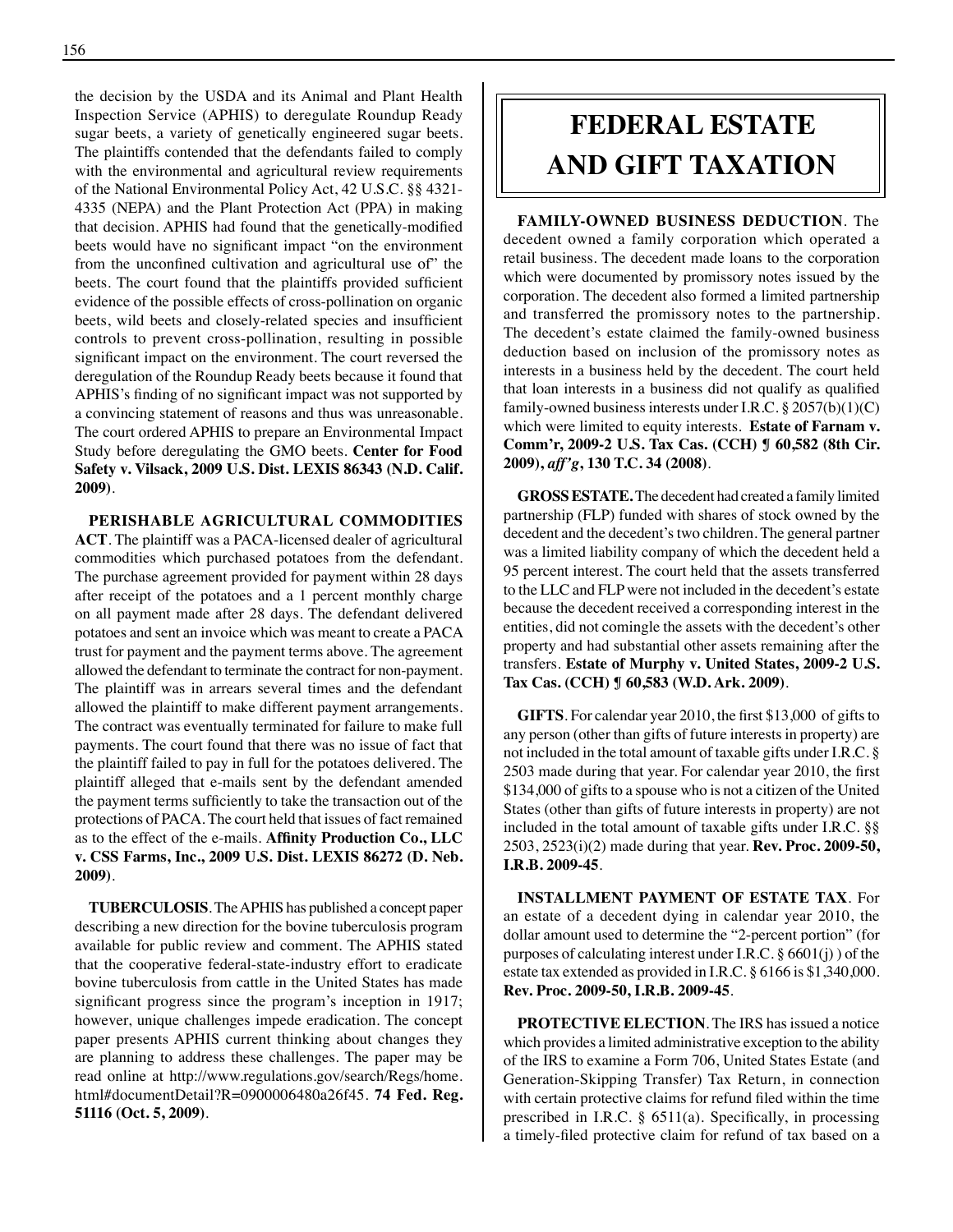the decision by the USDA and its Animal and Plant Health Inspection Service (APHIS) to deregulate Roundup Ready sugar beets, a variety of genetically engineered sugar beets. The plaintiffs contended that the defendants failed to comply with the environmental and agricultural review requirements of the National Environmental Policy Act, 42 U.S.C. §§ 4321-4335 (NEPA) and the Plant Protection Act (PPA) in making that decision. APHIS had found that the genetically-modified beets would have no significant impact "on the environment from the unconfined cultivation and agricultural use of" the beets. The court found that the plaintiffs provided sufficient evidence of the possible effects of cross-pollination on organic beets, wild beets and closely-related species and insufficient controls to prevent cross-pollination, resulting in possible significant impact on the environment. The court reversed the deregulation of the Roundup Ready beets because it found that APHIS's finding of no significant impact was not supported by a convincing statement of reasons and thus was unreasonable. The court ordered APHIS to prepare an Environmental Impact Study before deregulating the GMO beets. **Center for Food Safety v. Vilsack, 2009 U.S. Dist. LEXIS 86343 (N.D. Calif. 2009)**.

**PERISHABLE AGRICULTURAL COMMODITIES ACT**. The plaintiff was a PACA-licensed dealer of agricultural commodities which purchased potatoes from the defendant. The purchase agreement provided for payment within 28 days after receipt of the potatoes and a 1 percent monthly charge on all payment made after 28 days. The defendant delivered potatoes and sent an invoice which was meant to create a PACA trust for payment and the payment terms above. The agreement allowed the defendant to terminate the contract for non-payment. The plaintiff was in arrears several times and the defendant allowed the plaintiff to make different payment arrangements. The contract was eventually terminated for failure to make full payments. The court found that there was no issue of fact that the plaintiff failed to pay in full for the potatoes delivered. The plaintiff alleged that e-mails sent by the defendant amended the payment terms sufficiently to take the transaction out of the protections of PACA. The court held that issues of fact remained as to the effect of the e-mails. **Affinity Production Co., LLC v. CSS Farms, Inc., 2009 U.S. Dist. LEXIS 86272 (D. Neb. 2009)**.

**TUBERCULOSIS**. The APHIS has published a concept paper describing a new direction for the bovine tuberculosis program available for public review and comment. The APHIS stated that the cooperative federal-state-industry effort to eradicate bovine tuberculosis from cattle in the United States has made significant progress since the program's inception in 1917; however, unique challenges impede eradication. The concept paper presents APHIS current thinking about changes they are planning to address these challenges. The paper may be read online at http://www.regulations.gov/search/Regs/home.html#documentDetail?R=0900006480a26f45. **74 Fed. Reg. 51116 (Oct. 5, 2009)**.

# FEDERAL ESTATE AND GIFT TAXATION

**FAMILY-OWNED BUSINESS DEDUCTION**. The decedent owned a family corporation which operated a retail business. The decedent made loans to the corporation which were documented by promissory notes issued by the corporation. The decedent also formed a limited partnership and transferred the promissory notes to the partnership. The decedent's estate claimed the family-owned business deduction based on inclusion of the promissory notes as interests in a business held by the decedent. The court held that loan interests in a business did not qualify as qualified family-owned business interests under I.R.C. § 2057(b)(1)(C) which were limited to equity interests. **Estate of Farnam v. Comm'r, 2009-2 U.S. Tax Cas. (CCH) ¶ 60,582 (8th Cir. 2009), *aff'g*, 130 T.C. 34 (2008)**.

**GROSS ESTATE.** The decedent had created a family limited partnership (FLP) funded with shares of stock owned by the decedent and the decedent's two children. The general partner was a limited liability company of which the decedent held a 95 percent interest. The court held that the assets transferred to the LLC and FLP were not included in the decedent's estate because the decedent received a corresponding interest in the entities, did not comingle the assets with the decedent's other property and had substantial other assets remaining after the transfers. **Estate of Murphy v. United States, 2009-2 U.S. Tax Cas. (CCH) ¶ 60,583 (W.D. Ark. 2009)**.

**GIFTS**. For calendar year 2010, the first $13,000 of gifts to any person (other than gifts of future interests in property) are not included in the total amount of taxable gifts under I.R.C. § 2503 made during that year. For calendar year 2010, the first $134,000 of gifts to a spouse who is not a citizen of the United States (other than gifts of future interests in property) are not included in the total amount of taxable gifts under I.R.C. §§ 2503, 2523(i)(2) made during that year. **Rev. Proc. 2009-50, I.R.B. 2009-45**.

**INSTALLMENT PAYMENT OF ESTATE TAX**. For an estate of a decedent dying in calendar year 2010, the dollar amount used to determine the "2-percent portion" (for purposes of calculating interest under I.R.C. § 6601(j) ) of the estate tax extended as provided in I.R.C. § 6166 is $1,340,000. **Rev. Proc. 2009-50, I.R.B. 2009-45**.

**PROTECTIVE ELECTION**. The IRS has issued a notice which provides a limited administrative exception to the ability of the IRS to examine a Form 706, United States Estate (and Generation-Skipping Transfer) Tax Return, in connection with certain protective claims for refund filed within the time prescribed in I.R.C. § 6511(a). Specifically, in processing a timely-filed protective claim for refund of tax based on a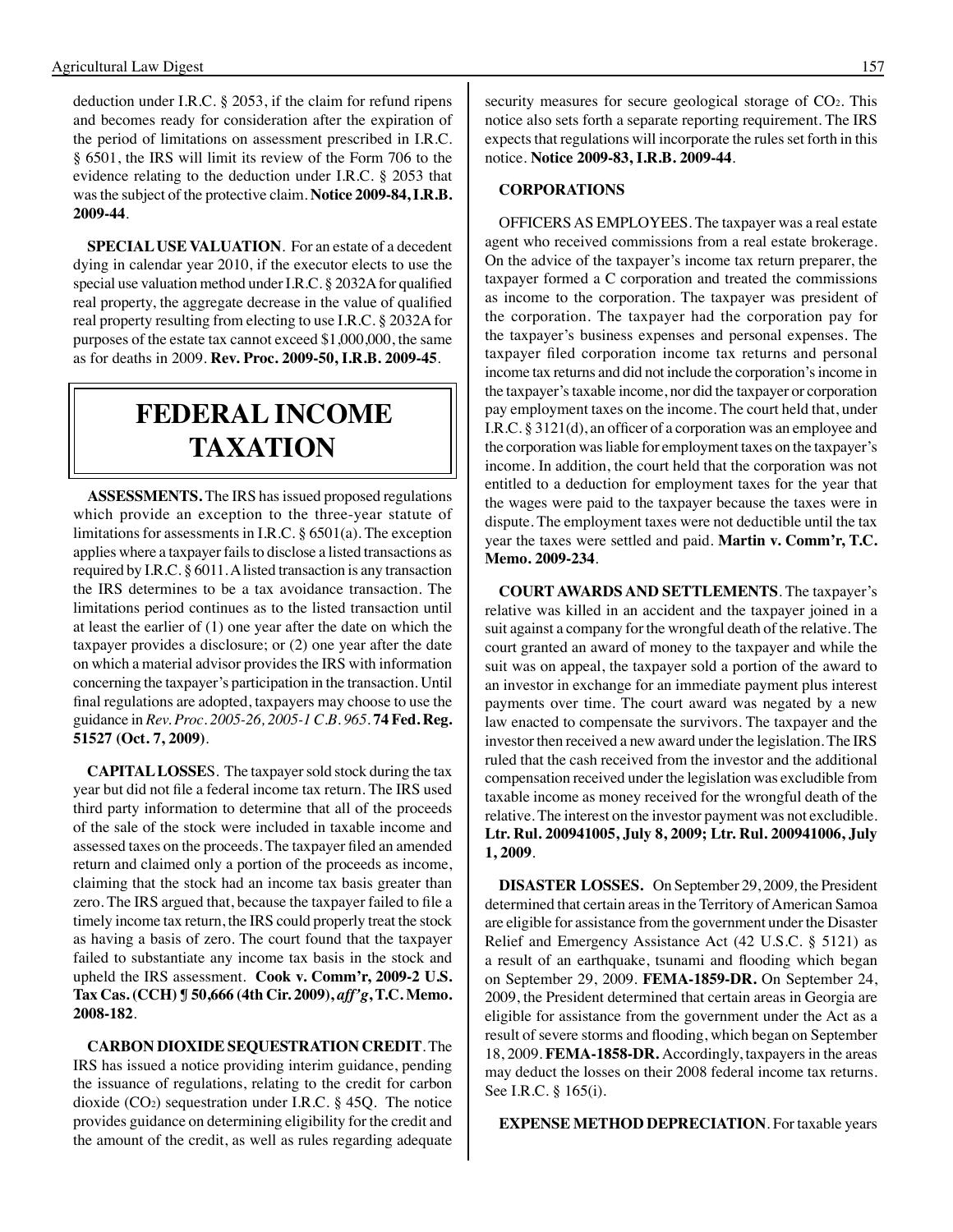deduction under I.R.C. § 2053, if the claim for refund ripens and becomes ready for consideration after the expiration of the period of limitations on assessment prescribed in I.R.C. § 6501, the IRS will limit its review of the Form 706 to the evidence relating to the deduction under I.R.C. § 2053 that was the subject of the protective claim. **Notice 2009-84, I.R.B. 2009-44**.

**SPECIAL USE VALUATION**. For an estate of a decedent dying in calendar year 2010, if the executor elects to use the special use valuation method under I.R.C. § 2032A for qualified real property, the aggregate decrease in the value of qualified real property resulting from electing to use I.R.C. § 2032A for purposes of the estate tax cannot exceed $1,000,000, the same as for deaths in 2009. **Rev. Proc. 2009-50, I.R.B. 2009-45**.

# FEDERAL INCOME TAXATION

**ASSESSMENTS.** The IRS has issued proposed regulations which provide an exception to the three-year statute of limitations for assessments in I.R.C. § 6501(a). The exception applies where a taxpayer fails to disclose a listed transactions as required by I.R.C. § 6011. A listed transaction is any transaction the IRS determines to be a tax avoidance transaction. The limitations period continues as to the listed transaction until at least the earlier of (1) one year after the date on which the taxpayer provides a disclosure; or (2) one year after the date on which a material advisor provides the IRS with information concerning the taxpayer's participation in the transaction. Until final regulations are adopted, taxpayers may choose to use the guidance in *Rev. Proc. 2005-26, 2005-1 C.B. 965*. **74 Fed. Reg. 51527 (Oct. 7, 2009)**.

**CAPITAL LOSSES**. The taxpayer sold stock during the tax year but did not file a federal income tax return. The IRS used third party information to determine that all of the proceeds of the sale of the stock were included in taxable income and assessed taxes on the proceeds. The taxpayer filed an amended return and claimed only a portion of the proceeds as income, claiming that the stock had an income tax basis greater than zero. The IRS argued that, because the taxpayer failed to file a timely income tax return, the IRS could properly treat the stock as having a basis of zero. The court found that the taxpayer failed to substantiate any income tax basis in the stock and upheld the IRS assessment. **Cook v. Comm'r, 2009-2 U.S. Tax Cas. (CCH) ¶ 50,666 (4th Cir. 2009), *aff'g*, T.C. Memo. 2008-182**.

**CARBON DIOXIDE SEQUESTRATION CREDIT**. The IRS has issued a notice providing interim guidance, pending the issuance of regulations, relating to the credit for carbon dioxide ($CO_2$) sequestration under I.R.C. § 45Q. The notice provides guidance on determining eligibility for the credit and the amount of the credit, as well as rules regarding adequate security measures for secure geological storage of $CO_2$. This notice also sets forth a separate reporting requirement. The IRS expects that regulations will incorporate the rules set forth in this notice. **Notice 2009-83, I.R.B. 2009-44**.

## CORPORATIONS

OFFICERS AS EMPLOYEES. The taxpayer was a real estate agent who received commissions from a real estate brokerage. On the advice of the taxpayer's income tax return preparer, the taxpayer formed a C corporation and treated the commissions as income to the corporation. The taxpayer was president of the corporation. The taxpayer had the corporation pay for the taxpayer's business expenses and personal expenses. The taxpayer filed corporation income tax returns and personal income tax returns and did not include the corporation's income in the taxpayer's taxable income, nor did the taxpayer or corporation pay employment taxes on the income. The court held that, under I.R.C. § 3121(d), an officer of a corporation was an employee and the corporation was liable for employment taxes on the taxpayer's income. In addition, the court held that the corporation was not entitled to a deduction for employment taxes for the year that the wages were paid to the taxpayer because the taxes were in dispute. The employment taxes were not deductible until the tax year the taxes were settled and paid. **Martin v. Comm'r, T.C. Memo. 2009-234**.

**COURT AWARDS AND SETTLEMENTS**. The taxpayer's relative was killed in an accident and the taxpayer joined in a suit against a company for the wrongful death of the relative. The court granted an award of money to the taxpayer and while the suit was on appeal, the taxpayer sold a portion of the award to an investor in exchange for an immediate payment plus interest payments over time. The court award was negated by a new law enacted to compensate the survivors. The taxpayer and the investor then received a new award under the legislation. The IRS ruled that the cash received from the investor and the additional compensation received under the legislation was excludible from taxable income as money received for the wrongful death of the relative. The interest on the investor payment was not excludible. **Ltr. Rul. 200941005, July 8, 2009; Ltr. Rul. 200941006, July 1, 2009**.

**DISASTER LOSSES.** On September 29, 2009, the President determined that certain areas in the Territory of American Samoa are eligible for assistance from the government under the Disaster Relief and Emergency Assistance Act (42 U.S.C. § 5121) as a result of an earthquake, tsunami and flooding which began on September 29, 2009. **FEMA-1859-DR.** On September 24, 2009, the President determined that certain areas in Georgia are eligible for assistance from the government under the Act as a result of severe storms and flooding, which began on September 18, 2009. **FEMA-1858-DR.** Accordingly, taxpayers in the areas may deduct the losses on their 2008 federal income tax returns. See I.R.C. § 165(i).

**EXPENSE METHOD DEPRECIATION**. For taxable years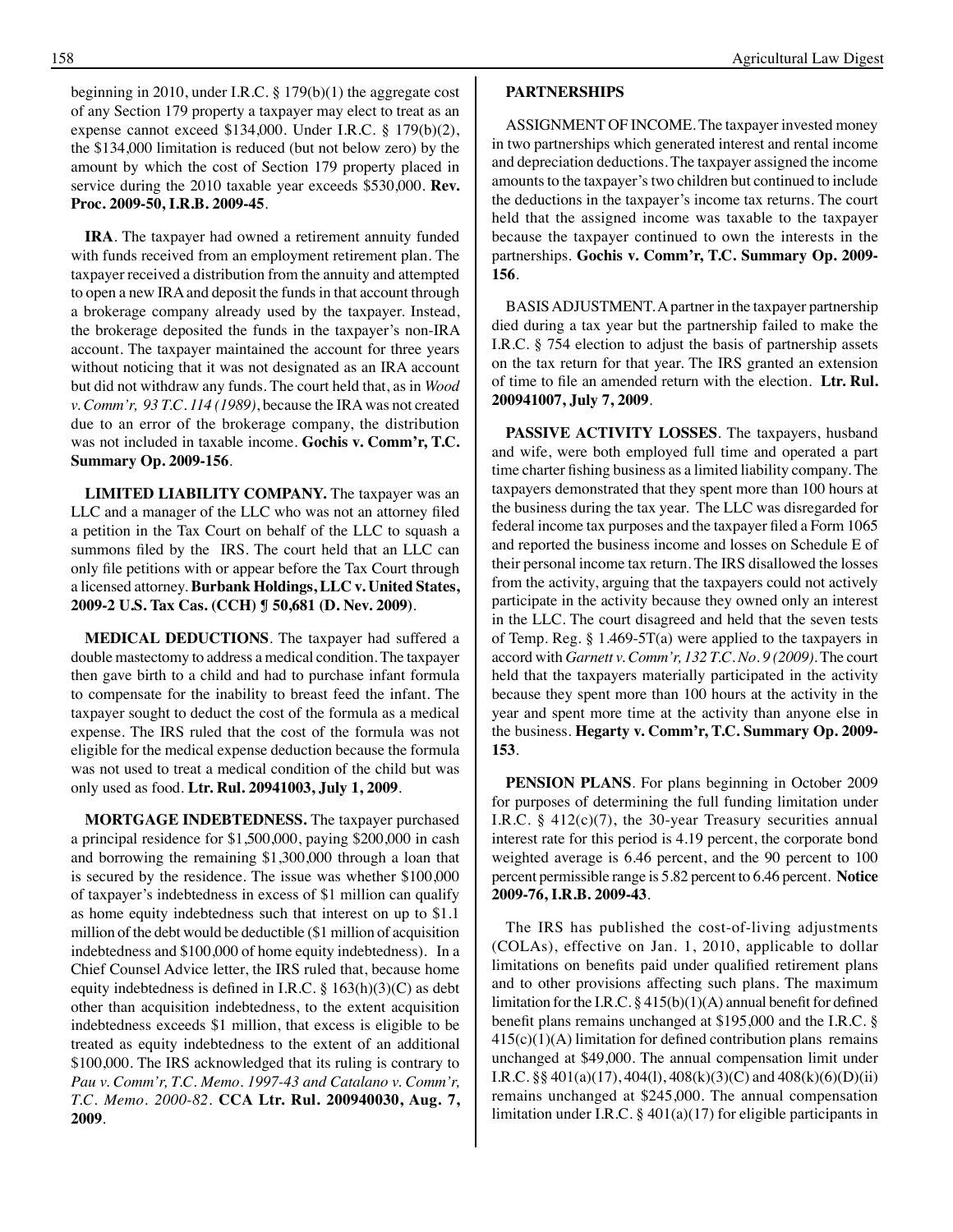beginning in 2010, under I.R.C. § 179(b)(1) the aggregate cost of any Section 179 property a taxpayer may elect to treat as an expense cannot exceed $134,000. Under I.R.C. § 179(b)(2), the $134,000 limitation is reduced (but not below zero) by the amount by which the cost of Section 179 property placed in service during the 2010 taxable year exceeds $530,000. **Rev. Proc. 2009-50, I.R.B. 2009-45**.

**IRA**. The taxpayer had owned a retirement annuity funded with funds received from an employment retirement plan. The taxpayer received a distribution from the annuity and attempted to open a new IRA and deposit the funds in that account through a brokerage company already used by the taxpayer. Instead, the brokerage deposited the funds in the taxpayer's non-IRA account. The taxpayer maintained the account for three years without noticing that it was not designated as an IRA account but did not withdraw any funds. The court held that, as in *Wood v. Comm'r, 93 T.C. 114 (1989)*, because the IRA was not created due to an error of the brokerage company, the distribution was not included in taxable income. **Gochis v. Comm'r, T.C. Summary Op. 2009-156**.

**LIMITED LIABILITY COMPANY.** The taxpayer was an LLC and a manager of the LLC who was not an attorney filed a petition in the Tax Court on behalf of the LLC to squash a summons filed by the IRS. The court held that an LLC can only file petitions with or appear before the Tax Court through a licensed attorney. **Burbank Holdings, LLC v. United States, 2009-2 U.S. Tax Cas. (CCH) ¶ 50,681 (D. Nev. 2009)**.

**MEDICAL DEDUCTIONS**. The taxpayer had suffered a double mastectomy to address a medical condition. The taxpayer then gave birth to a child and had to purchase infant formula to compensate for the inability to breast feed the infant. The taxpayer sought to deduct the cost of the formula as a medical expense. The IRS ruled that the cost of the formula was not eligible for the medical expense deduction because the formula was not used to treat a medical condition of the child but was only used as food. **Ltr. Rul. 20941003, July 1, 2009**.

**MORTGAGE INDEBTEDNESS.** The taxpayer purchased a principal residence for $1,500,000, paying $200,000 in cash and borrowing the remaining $1,300,000 through a loan that is secured by the residence. The issue was whether $100,000 of taxpayer's indebtedness in excess of $1 million can qualify as home equity indebtedness such that interest on up to $1.1 million of the debt would be deductible ($1 million of acquisition indebtedness and $100,000 of home equity indebtedness). In a Chief Counsel Advice letter, the IRS ruled that, because home equity indebtedness is defined in I.R.C. § 163(h)(3)(C) as debt other than acquisition indebtedness, to the extent acquisition indebtedness exceeds $1 million, that excess is eligible to be treated as equity indebtedness to the extent of an additional $100,000. The IRS acknowledged that its ruling is contrary to *Pau v. Comm'r, T.C. Memo. 1997-43 and Catalano v. Comm'r, T.C. Memo. 2000-82*. **CCA Ltr. Rul. 200940030, Aug. 7, 2009**.

**PARTNERSHIPS**

ASSIGNMENT OF INCOME. The taxpayer invested money in two partnerships which generated interest and rental income and depreciation deductions. The taxpayer assigned the income amounts to the taxpayer's two children but continued to include the deductions in the taxpayer's income tax returns. The court held that the assigned income was taxable to the taxpayer because the taxpayer continued to own the interests in the partnerships. **Gochis v. Comm'r, T.C. Summary Op. 2009-156**.

BASIS ADJUSTMENT. A partner in the taxpayer partnership died during a tax year but the partnership failed to make the I.R.C. § 754 election to adjust the basis of partnership assets on the tax return for that year. The IRS granted an extension of time to file an amended return with the election. **Ltr. Rul. 200941007, July 7, 2009**.

**PASSIVE ACTIVITY LOSSES**. The taxpayers, husband and wife, were both employed full time and operated a part time charter fishing business as a limited liability company. The taxpayers demonstrated that they spent more than 100 hours at the business during the tax year. The LLC was disregarded for federal income tax purposes and the taxpayer filed a Form 1065 and reported the business income and losses on Schedule E of their personal income tax return. The IRS disallowed the losses from the activity, arguing that the taxpayers could not actively participate in the activity because they owned only an interest in the LLC. The court disagreed and held that the seven tests of Temp. Reg. § 1.469-5T(a) were applied to the taxpayers in accord with *Garnett v. Comm'r, 132 T.C. No. 9 (2009)*. The court held that the taxpayers materially participated in the activity because they spent more than 100 hours at the activity in the year and spent more time at the activity than anyone else in the business. **Hegarty v. Comm'r, T.C. Summary Op. 2009-153**.

**PENSION PLANS**. For plans beginning in October 2009 for purposes of determining the full funding limitation under I.R.C. § 412(c)(7), the 30-year Treasury securities annual interest rate for this period is 4.19 percent, the corporate bond weighted average is 6.46 percent, and the 90 percent to 100 percent permissible range is 5.82 percent to 6.46 percent. **Notice 2009-76, I.R.B. 2009-43**.

The IRS has published the cost-of-living adjustments (COLAs), effective on Jan. 1, 2010, applicable to dollar limitations on benefits paid under qualified retirement plans and to other provisions affecting such plans. The maximum limitation for the I.R.C. § 415(b)(1)(A) annual benefit for defined benefit plans remains unchanged at $195,000 and the I.R.C. § 415(c)(1)(A) limitation for defined contribution plans remains unchanged at $49,000. The annual compensation limit under I.R.C. §§ 401(a)(17), 404(l), 408(k)(3)(C) and 408(k)(6)(D)(ii) remains unchanged at $245,000. The annual compensation limitation under I.R.C. § 401(a)(17) for eligible participants in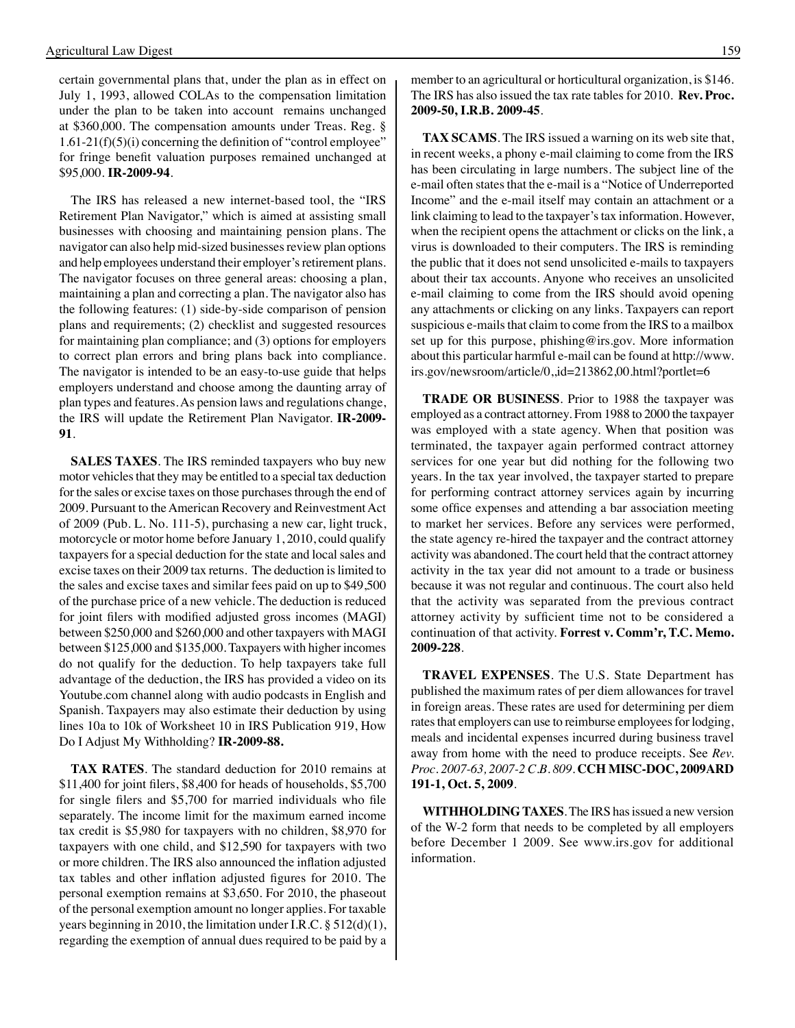certain governmental plans that, under the plan as in effect on July 1, 1993, allowed COLAs to the compensation limitation under the plan to be taken into account remains unchanged at $360,000. The compensation amounts under Treas. Reg. § 1.61-21(f)(5)(i) concerning the definition of "control employee" for fringe benefit valuation purposes remained unchanged at $95,000. **IR-2009-94**.

The IRS has released a new internet-based tool, the "IRS Retirement Plan Navigator," which is aimed at assisting small businesses with choosing and maintaining pension plans. The navigator can also help mid-sized businesses review plan options and help employees understand their employer's retirement plans. The navigator focuses on three general areas: choosing a plan, maintaining a plan and correcting a plan. The navigator also has the following features: (1) side-by-side comparison of pension plans and requirements; (2) checklist and suggested resources for maintaining plan compliance; and (3) options for employers to correct plan errors and bring plans back into compliance. The navigator is intended to be an easy-to-use guide that helps employers understand and choose among the daunting array of plan types and features. As pension laws and regulations change, the IRS will update the Retirement Plan Navigator. **IR-2009-91**.

**SALES TAXES**. The IRS reminded taxpayers who buy new motor vehicles that they may be entitled to a special tax deduction for the sales or excise taxes on those purchases through the end of 2009. Pursuant to the American Recovery and Reinvestment Act of 2009 (Pub. L. No. 111-5), purchasing a new car, light truck, motorcycle or motor home before January 1, 2010, could qualify taxpayers for a special deduction for the state and local sales and excise taxes on their 2009 tax returns. The deduction is limited to the sales and excise taxes and similar fees paid on up to $49,500 of the purchase price of a new vehicle. The deduction is reduced for joint filers with modified adjusted gross incomes (MAGI) between $250,000 and $260,000 and other taxpayers with MAGI between $125,000 and $135,000. Taxpayers with higher incomes do not qualify for the deduction. To help taxpayers take full advantage of the deduction, the IRS has provided a video on its Youtube.com channel along with audio podcasts in English and Spanish. Taxpayers may also estimate their deduction by using lines 10a to 10k of Worksheet 10 in IRS Publication 919, How Do I Adjust My Withholding? **IR-2009-88.**

**TAX RATES**. The standard deduction for 2010 remains at $11,400 for joint filers, $8,400 for heads of households, $5,700 for single filers and $5,700 for married individuals who file separately. The income limit for the maximum earned income tax credit is $5,980 for taxpayers with no children, $8,970 for taxpayers with one child, and $12,590 for taxpayers with two or more children. The IRS also announced the inflation adjusted tax tables and other inflation adjusted figures for 2010. The personal exemption remains at $3,650. For 2010, the phaseout of the personal exemption amount no longer applies. For taxable years beginning in 2010, the limitation under I.R.C. § 512(d)(1), regarding the exemption of annual dues required to be paid by a member to an agricultural or horticultural organization, is $146. The IRS has also issued the tax rate tables for 2010. **Rev. Proc. 2009-50, I.R.B. 2009-45**.

**TAX SCAMS**. The IRS issued a warning on its web site that, in recent weeks, a phony e-mail claiming to come from the IRS has been circulating in large numbers. The subject line of the e-mail often states that the e-mail is a "Notice of Underreported Income" and the e-mail itself may contain an attachment or a link claiming to lead to the taxpayer's tax information. However, when the recipient opens the attachment or clicks on the link, a virus is downloaded to their computers. The IRS is reminding the public that it does not send unsolicited e-mails to taxpayers about their tax accounts. Anyone who receives an unsolicited e-mail claiming to come from the IRS should avoid opening any attachments or clicking on any links. Taxpayers can report suspicious e-mails that claim to come from the IRS to a mailbox set up for this purpose, phishing@irs.gov. More information about this particular harmful e-mail can be found at http://www.irs.gov/newsroom/article/0,,id=213862,00.html?portlet=6

**TRADE OR BUSINESS**. Prior to 1988 the taxpayer was employed as a contract attorney. From 1988 to 2000 the taxpayer was employed with a state agency. When that position was terminated, the taxpayer again performed contract attorney services for one year but did nothing for the following two years. In the tax year involved, the taxpayer started to prepare for performing contract attorney services again by incurring some office expenses and attending a bar association meeting to market her services. Before any services were performed, the state agency re-hired the taxpayer and the contract attorney activity was abandoned. The court held that the contract attorney activity in the tax year did not amount to a trade or business because it was not regular and continuous. The court also held that the activity was separated from the previous contract attorney activity by sufficient time not to be considered a continuation of that activity. **Forrest v. Comm'r, T.C. Memo. 2009-228**.

**TRAVEL EXPENSES**. The U.S. State Department has published the maximum rates of per diem allowances for travel in foreign areas. These rates are used for determining per diem rates that employers can use to reimburse employees for lodging, meals and incidental expenses incurred during business travel away from home with the need to produce receipts. See *Rev. Proc. 2007-63, 2007-2 C.B. 809*. **CCH MISC-DOC, 2009ARD 191-1, Oct. 5, 2009**.

**WITHHOLDING TAXES**. The IRS has issued a new version of the W-2 form that needs to be completed by all employers before December 1 2009. See www.irs.gov for additional information.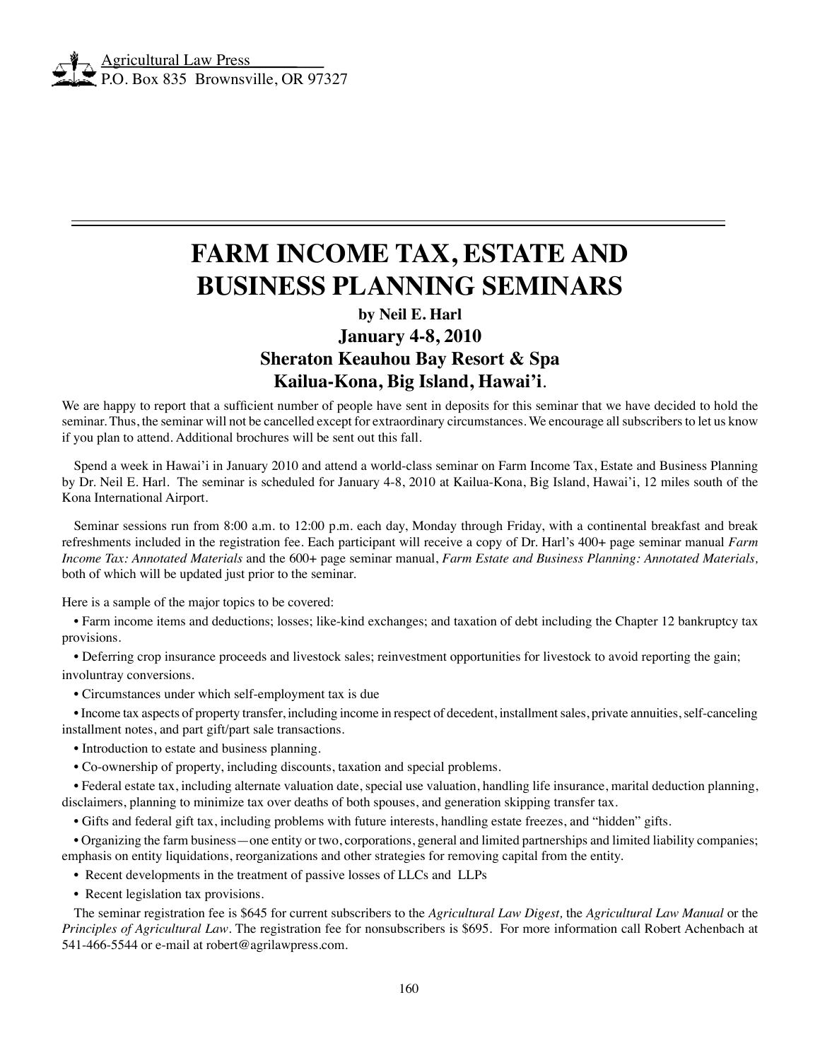Agricultural Law Press
P.O. Box 835 Brownsville, OR 97327

# FARM INCOME TAX, ESTATE AND BUSINESS PLANNING SEMINARS

**by Neil E. Harl**

## January 4-8, 2010

## Sheraton Keauhou Bay Resort & Spa

## Kailua-Kona, Big Island, Hawai'i.

We are happy to report that a sufficient number of people have sent in deposits for this seminar that we have decided to hold the seminar. Thus, the seminar will not be cancelled except for extraordinary circumstances. We encourage all subscribers to let us know if you plan to attend. Additional brochures will be sent out this fall.

Spend a week in Hawai'i in January 2010 and attend a world-class seminar on Farm Income Tax, Estate and Business Planning by Dr. Neil E. Harl. The seminar is scheduled for January 4-8, 2010 at Kailua-Kona, Big Island, Hawai'i, 12 miles south of the Kona International Airport.

Seminar sessions run from 8:00 a.m. to 12:00 p.m. each day, Monday through Friday, with a continental breakfast and break refreshments included in the registration fee. Each participant will receive a copy of Dr. Harl's 400+ page seminar manual *Farm Income Tax: Annotated Materials* and the 600+ page seminar manual, *Farm Estate and Business Planning: Annotated Materials,* both of which will be updated just prior to the seminar.

Here is a sample of the major topics to be covered:

- Farm income items and deductions; losses; like-kind exchanges; and taxation of debt including the Chapter 12 bankruptcy tax provisions.
- Deferring crop insurance proceeds and livestock sales; reinvestment opportunities for livestock to avoid reporting the gain; involuntray conversions.
- Circumstances under which self-employment tax is due
- Income tax aspects of property transfer, including income in respect of decedent, installment sales, private annuities, self-canceling installment notes, and part gift/part sale transactions.
- Introduction to estate and business planning.
- Co-ownership of property, including discounts, taxation and special problems.
- Federal estate tax, including alternate valuation date, special use valuation, handling life insurance, marital deduction planning, disclaimers, planning to minimize tax over deaths of both spouses, and generation skipping transfer tax.
- Gifts and federal gift tax, including problems with future interests, handling estate freezes, and "hidden" gifts.
- Organizing the farm business—one entity or two, corporations, general and limited partnerships and limited liability companies; emphasis on entity liquidations, reorganizations and other strategies for removing capital from the entity.
- Recent developments in the treatment of passive losses of LLCs and LLPs
- Recent legislation tax provisions.

The seminar registration fee is $645 for current subscribers to the *Agricultural Law Digest,* the *Agricultural Law Manual* or the *Principles of Agricultural Law*. The registration fee for nonsubscribers is $695. For more information call Robert Achenbach at 541-466-5544 or e-mail at robert@agrilawpress.com.